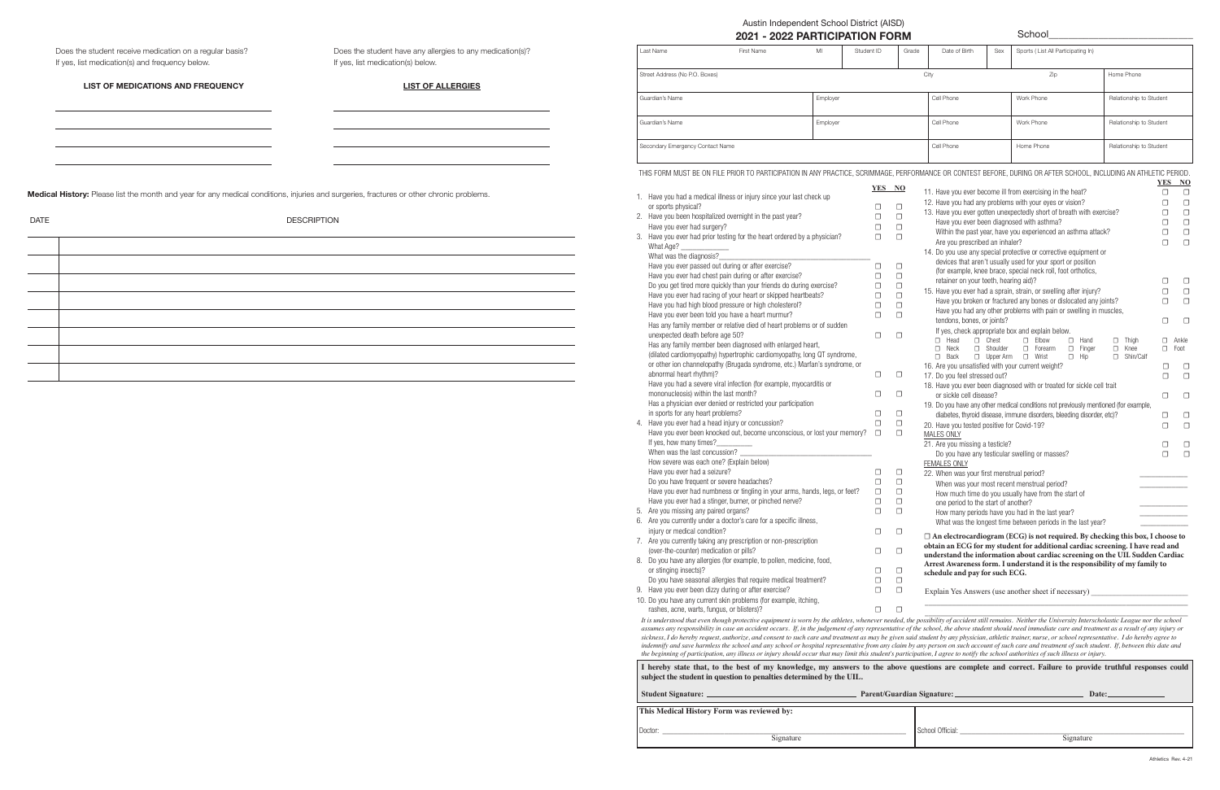Does the student receive medication on a regular basis? If yes, list medication(s) and frequency below.

**LIST OF MEDICATIONS AND FREQUENCY**

\_\_\_\_\_\_\_\_\_\_\_\_\_\_\_\_\_\_\_\_\_\_\_\_\_\_\_\_\_\_

\_\_\_\_\_\_\_\_\_\_\_\_\_\_\_\_\_\_\_\_\_\_\_\_\_\_\_\_\_\_

\_\_\_\_\_\_\_\_\_\_\_\_\_\_\_\_\_\_\_\_\_\_\_\_\_\_\_\_\_\_

\_\_\_\_\_\_\_\_\_\_\_\_\_\_\_\_\_\_\_\_\_\_\_\_\_\_\_\_\_\_

Does the student have any allergies to any medication(s)? If yes, list medication(s) below.

**LIST OF ALLERGIES**

\_\_\_\_\_\_\_\_\_\_\_\_\_\_\_\_\_\_\_\_\_\_\_\_\_\_\_\_\_\_

\_\_\_\_\_\_\_\_\_\_\_\_\_\_\_\_\_\_\_\_\_\_\_\_\_\_\_\_\_\_

\_\_\_\_\_\_\_\_\_\_\_\_\_\_\_\_\_\_\_\_\_\_\_\_\_\_\_\_\_\_

\_\_\_\_\_\_\_\_\_\_\_\_\_\_\_\_\_\_\_\_\_\_\_\_\_\_\_\_\_\_

**Medical History:** Please list the month and year for any medical conditions, injuries and surgeries, fractures or other chronic problems.

| DATE | DESCRIPTION |
|---|---|
| | |
| | |
| | |
| | |
| | |
| | |
| | |
| | |

Austin Independent School District (AISD)

# 2021 - 2022 PARTICIPATION FORM

School\_\_\_\_\_\_\_\_\_\_\_\_\_\_\_\_\_\_\_\_\_\_\_\_\_\_

| Last Name | First Name | MI | Student ID | Grade | Date of Birth | Sex | Sports ( List All Participating In) |
|---|---|---|---|---|---|---|---|
| | | | | | | | |

| Street Address (No P.O. Boxes) | City | Zip | Home Phone |
|---|---|---|---|
| | | | |

| Guardian's Name | Employer | Cell Phone | Work Phone | Relationship to Student |
|---|---|---|---|---|
| | | | | |

| Guardian's Name | Employer | Cell Phone | Work Phone | Relationship to Student |
|---|---|---|---|---|
| | | | | |

| Secondary Emergency Contact Name | Cell Phone | Home Phone | Relationship to Student |
|---|---|---|---|
| | | | |

THIS FORM MUST BE ON FILE PRIOR TO PARTICIPATION IN ANY PRACTICE, SCRIMMAGE, PERFORMANCE OR CONTEST BEFORE, DURING OR AFTER SCHOOL, INCLUDING AN ATHLETIC PERIOD.

| | YES | NO |
|---|---|---|
| 1. Have you had a medical illness or injury since your last check up or sports physical? | ☐ | ☐ |
| 2. Have you been hospitalized overnight in the past year? | ☐ | ☐ |
| Have you ever had surgery? | ☐ | ☐ |
| 3. Have you ever had prior testing for the heart ordered by a physician? | ☐ | ☐ |
| What Age? \_\_\_\_\_\_\_\_\_\_\_\_ | | |
| What was the diagnosis?\_\_\_\_\_\_\_\_\_\_\_\_\_\_\_\_\_\_\_\_\_\_\_\_\_\_\_\_\_\_ | | |
| Have you ever passed out during or after exercise? | ☐ | ☐ |
| Have you ever had chest pain during or after exercise? | ☐ | ☐ |
| Do you get tired more quickly than your friends do during exercise? | ☐ | ☐ |
| Have you ever had racing of your heart or skipped heartbeats? | ☐ | ☐ |
| Have you had high blood pressure or high cholesterol? | ☐ | ☐ |
| Have you ever been told you have a heart murmur? | ☐ | ☐ |
| Has any family member or relative died of heart problems or of sudden unexpected death before age 50? | ☐ | ☐ |
| Has any family member been diagnosed with enlarged heart, (dilated cardiomyopathy) hypertrophic cardiomyopathy, long QT syndrome, or other ion channelopathy (Brugada syndrome, etc.) Marfan's syndrome, or abnormal heart rhythm)? | ☐ | ☐ |
| Have you had a severe viral infection (for example, myocarditis or mononucleosis) within the last month? | ☐ | ☐ |
| Has a physician ever denied or restricted your participation in sports for any heart problems? | ☐ | ☐ |
| 4. Have you ever had a head injury or concussion? | ☐ | ☐ |
| Have you ever been knocked out, become unconscious, or lost your memory? | ☐ | ☐ |
| If yes, how many times? \_\_\_\_\_\_\_\_ | | |
| When was the last concussion? \_\_\_\_\_\_\_\_\_\_\_\_\_\_\_\_\_\_\_\_ | | |
| How severe was each one? (Explain below) | | |
| Have you ever had a seizure? | ☐ | ☐ |
| Do you have frequent or severe headaches? | ☐ | ☐ |
| Have you ever had numbness or tingling in your arms, hands, legs, or feet? | ☐ | ☐ |
| Have you ever had a stinger, burner, or pinched nerve? | ☐ | ☐ |
| 5. Are you missing any paired organs? | ☐ | ☐ |
| 6. Are you currently under a doctor's care for a specific illness, injury or medical condition? | ☐ | ☐ |
| 7. Are you currently taking any prescription or non-prescription (over-the-counter) medication or pills? | ☐ | ☐ |
| 8. Do you have any allergies (for example, to pollen, medicine, food, or stinging insects)? | ☐ | ☐ |
| Do you have seasonal allergies that require medical treatment? | ☐ | ☐ |
| 9. Have you ever been dizzy during or after exercise? | ☐ | ☐ |
| 10. Do you have any current skin problems (for example, itching, rashes, acne, warts, fungus, or blisters)? | ☐ | ☐ |

| | YES | NO |
|---|---|---|
| 11. Have you ever become ill from exercising in the heat? | ☐ | ☐ |
| 12. Have you had any problems with your eyes or vision? | ☐ | ☐ |
| 13. Have you ever gotten unexpectedly short of breath with exercise? | ☐ | ☐ |
| Have you ever been diagnosed with asthma? | ☐ | ☐ |
| Within the past year, have you experienced an asthma attack? | ☐ | ☐ |
| Are you prescribed an inhaler? | ☐ | ☐ |
| 14. Do you use any special protective or corrective equipment or devices that aren't usually used for your sport or position (for example, knee brace, special neck roll, foot orthotics, retainer on your teeth, hearing aid)? | ☐ | ☐ |
| 15. Have you ever had a sprain, strain, or swelling after injury? | ☐ | ☐ |
| Have you broken or fractured any bones or dislocated any joints? | ☐ | ☐ |
| Have you had any other problems with pain or swelling in muscles, tendons, bones, or joints? | ☐ | ☐ |
| If yes, check appropriate box and explain below. ☐ Head ☐ Chest ☐ Elbow ☐ Hand ☐ Thigh ☐ Ankle ☐ Neck ☐ Shoulder ☐ Forearm ☐ Finger ☐ Knee ☐ Foot ☐ Back ☐ Upper Arm ☐ Wrist ☐ Hip ☐ Shin/Calf | | |
| 16. Are you unsatisfied with your current weight? | ☐ | ☐ |
| 17. Do you feel stressed out? | ☐ | ☐ |
| 18. Have you ever been diagnosed with or treated for sickle cell trait or sickle cell disease? | ☐ | ☐ |
| 19. Do you have any other medical conditions not previously mentioned (for example, diabetes, thyroid disease, immune disorders, bleeding disorder, etc)? | ☐ | ☐ |
| 20. Have you tested positive for Covid-19? | ☐ | ☐ |
| MALES ONLY | | |
| 21. Are you missing a testicle? | ☐ | ☐ |
| Do you have any testicular swelling or masses? | ☐ | ☐ |
| FEMALES ONLY | | |
| 22. When was your first menstrual period? | \_\_\_\_\_\_\_\_\_\_ | |
| When was your most recent menstrual period? | \_\_\_\_\_\_\_\_\_\_ | |
| How much time do you usually have from the start of one period to the start of another? | \_\_\_\_\_\_\_\_\_\_ | |
| How many periods have you had in the last year? | \_\_\_\_\_\_\_\_\_\_ | |
| What was the longest time between periods in the last year? | \_\_\_\_\_\_\_\_\_\_ | |

☐ **An electrocardiogram (ECG) is not required. By checking this box, I choose to obtain an ECG for my student for additional cardiac screening. I have read and understand the information about cardiac screening on the UIL Sudden Cardiac Arrest Awareness form. I understand it is the responsibility of my family to schedule and pay for such ECG.**

Explain Yes Answers (use another sheet if necessary) \_\_\_\_\_\_\_\_\_\_\_\_\_\_\_\_\_\_\_\_\_\_\_\_

\_\_\_\_\_\_\_\_\_\_\_\_\_\_\_\_\_\_\_\_\_\_\_\_\_\_\_\_\_\_\_\_\_\_\_\_\_\_\_\_\_\_\_\_\_\_\_\_\_\_\_\_\_\_\_\_\_\_\_\_

\_\_\_\_\_\_\_\_\_\_\_\_\_\_\_\_\_\_\_\_\_\_\_\_\_\_\_\_\_\_\_\_\_\_\_\_\_\_\_\_\_\_\_\_\_\_\_\_\_\_\_\_\_\_\_\_\_\_\_\_

*It is understood that even though protective equipment is worn by the athletes, whenever needed, the possibility of accident still remains. Neither the University Interscholastic League nor the school assumes any responsibility in case an accident occurs. If, in the judgement of any representative of the school, the above student should need immediate care and treatment as a result of any injury or sickness, I do hereby request, authorize, and consent to such care and treatment as may be given said student by any physician, athletic trainer, nurse, or school representative. I do hereby agree to indemnify and save harmless the school and any school or hospital representative from any claim by any person on such account of such care and treatment of such student. If, between this date and the beginning of participation, any illness or injury should occur that may limit this student's participation, I agree to notify the school authorities of such illness or injury.*

**I hereby state that, to the best of my knowledge, my answers to the above questions are complete and correct. Failure to provide truthful responses could subject the student in question to penalties determined by the UIL.**

**Student Signature:** \_\_\_\_\_\_\_\_\_\_\_\_\_\_\_\_\_\_\_\_ **Parent/Guardian Signature:** \_\_\_\_\_\_\_\_\_\_\_\_\_\_\_\_\_\_\_\_ **Date:**\_\_\_\_\_\_\_\_\_\_

| **This Medical History Form was reviewed by:** | |
|---|---|
| Doctor: \_\_\_\_\_\_\_\_\_\_\_\_\_\_\_\_\_\_\_\_ Signature | School Official: \_\_\_\_\_\_\_\_\_\_\_\_\_\_\_\_\_\_\_\_ Signature |

Athletics Rev. 4-21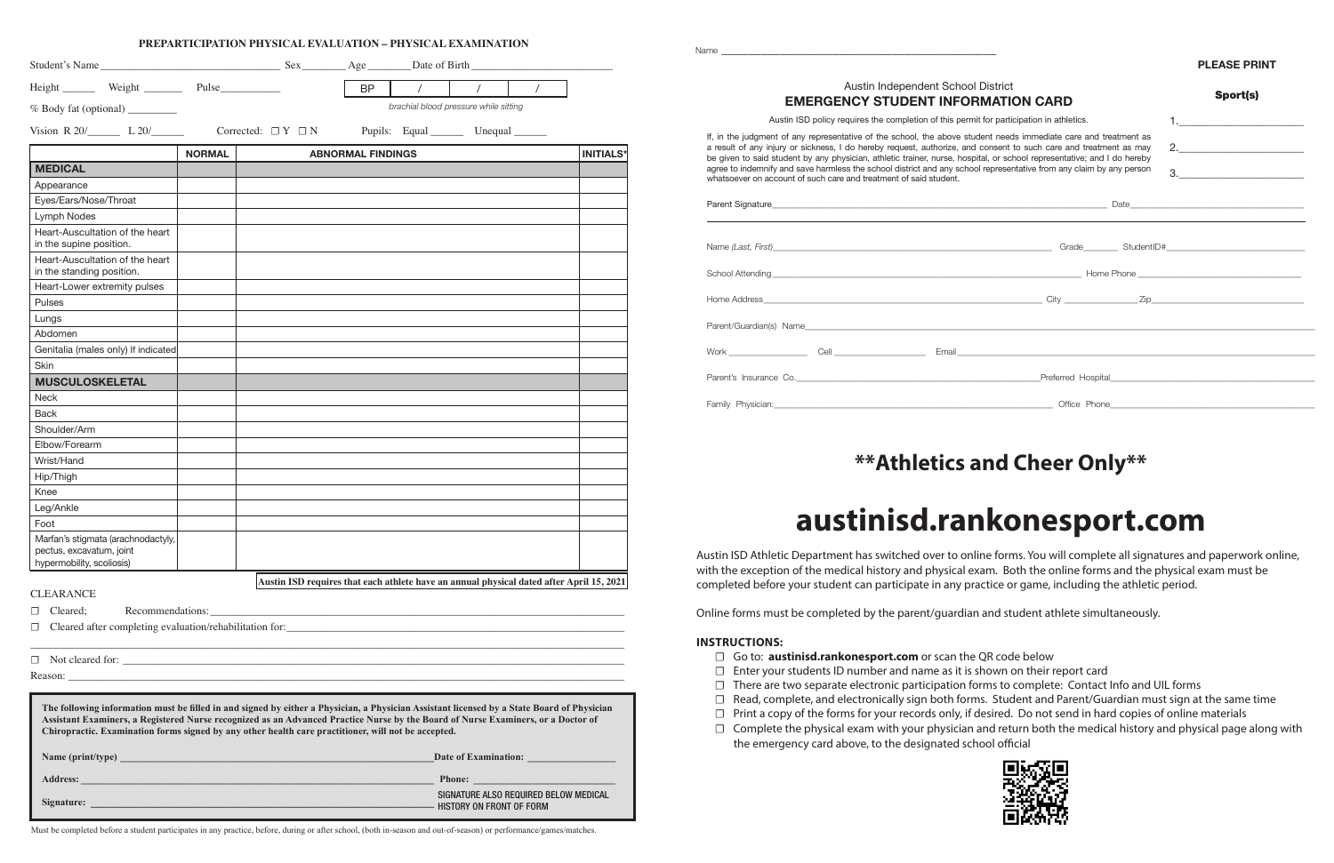# PREPARTICIPATION PHYSICAL EVALUATION – PHYSICAL EXAMINATION

Student's Name ______________________________ Sex ________ Age ________ Date of Birth ________________________

Height ______ Weight _______ Pulse__________ BP / / /

*brachial blood pressure while sitting*

% Body fat (optional) _________

Vision R 20/______ L 20/______ Corrected: ☐ Y ☐ N Pupils: Equal ______ Unequal ______

| | NORMAL | ABNORMAL FINDINGS | INITIALS* |
|---|---|---|---|
| **MEDICAL** | | | |
| Appearance | | | |
| Eyes/Ears/Nose/Throat | | | |
| Lymph Nodes | | | |
| Heart-Auscultation of the heart in the supine position. | | | |
| Heart-Auscultation of the heart in the standing position. | | | |
| Heart-Lower extremity pulses | | | |
| Pulses | | | |
| Lungs | | | |
| Abdomen | | | |
| Genitalia (males only) If indicated | | | |
| Skin | | | |
| **MUSCULOSKELETAL** | | | |
| Neck | | | |
| Back | | | |
| Shoulder/Arm | | | |
| Elbow/Forearm | | | |
| Wrist/Hand | | | |
| Hip/Thigh | | | |
| Knee | | | |
| Leg/Ankle | | | |
| Foot | | | |
| Marfan's stigmata (arachnodactyly, pectus, excavatum, joint hypermobility, scoliosis) | | | |

**Austin ISD requires that each athlete have an annual physical dated after April 15, 2021**

CLEARANCE

☐ Cleared; Recommendations: ______________________________________________

☐ Cleared after completing evaluation/rehabilitation for: ______________________________________________

______________________________________________

☐ Not cleared for: ______________________________________________

Reason: ______________________________________________

**The following information must be filled in and signed by either a Physician, a Physician Assistant licensed by a State Board of Physician Assistant Examiners, a Registered Nurse recognized as an Advanced Practice Nurse by the Board of Nurse Examiners, or a Doctor of Chiropractic. Examination forms signed by any other health care practitioner, will not be accepted.**

**Name (print/type)** ______________________________ **Date of Examination:** ____________

**Address:** ______________________________ **Phone:** ____________

**Signature:** ______________________________ SIGNATURE ALSO REQUIRED BELOW MEDICAL HISTORY ON FRONT OF FORM

Must be completed before a student participates in any practice, before, during or after school, (both in-season and out-of-season) or performance/games/matches.

Name ______________________________

**PLEASE PRINT**

Austin Independent School District

## EMERGENCY STUDENT INFORMATION CARD

Austin ISD policy requires the completion of this permit for participation in athletics.

**Sport(s)**

1.____________________

2.____________________

3.____________________

If, in the judgment of any representative of the school, the above student needs immediate care and treatment as a result of any injury or sickness, I do hereby request, authorize, and consent to such care and treatment as may be given to said student by any physician, athletic trainer, nurse, hospital, or school representative; and I do hereby agree to indemnify and save harmless the school district and any school representative from any claim by any person whatsoever on account of such care and treatment of said student.

Parent Signature______________________________ Date____________

Name *(Last, First)*______________________________ Grade_______ StudentID#____________

School Attending______________________________ Home Phone ____________

Home Address______________________________ City ____________ Zip____________

Parent/Guardian(s) Name______________________________

Work ____________ Cell ____________ Email______________________________

Parent's Insurance Co.______________________________ Preferred Hospital____________

Family Physician:______________________________ Office Phone____________

# **Athletics and Cheer Only**

# austinisd.rankonesport.com

Austin ISD Athletic Department has switched over to online forms. You will complete all signatures and paperwork online, with the exception of the medical history and physical exam. Both the online forms and the physical exam must be completed before your student can participate in any practice or game, including the athletic period.

Online forms must be completed by the parent/guardian and student athlete simultaneously.

**INSTRUCTIONS:**

- ☐ Go to: **austinisd.rankonesport.com** or scan the QR code below
- ☐ Enter your students ID number and name as it is shown on their report card
- ☐ There are two separate electronic participation forms to complete: Contact Info and UIL forms
- ☐ Read, complete, and electronically sign both forms. Student and Parent/Guardian must sign at the same time
- ☐ Print a copy of the forms for your records only, if desired. Do not send in hard copies of online materials
- ☐ Complete the physical exam with your physician and return both the medical history and physical page along with the emergency card above, to the designated school official